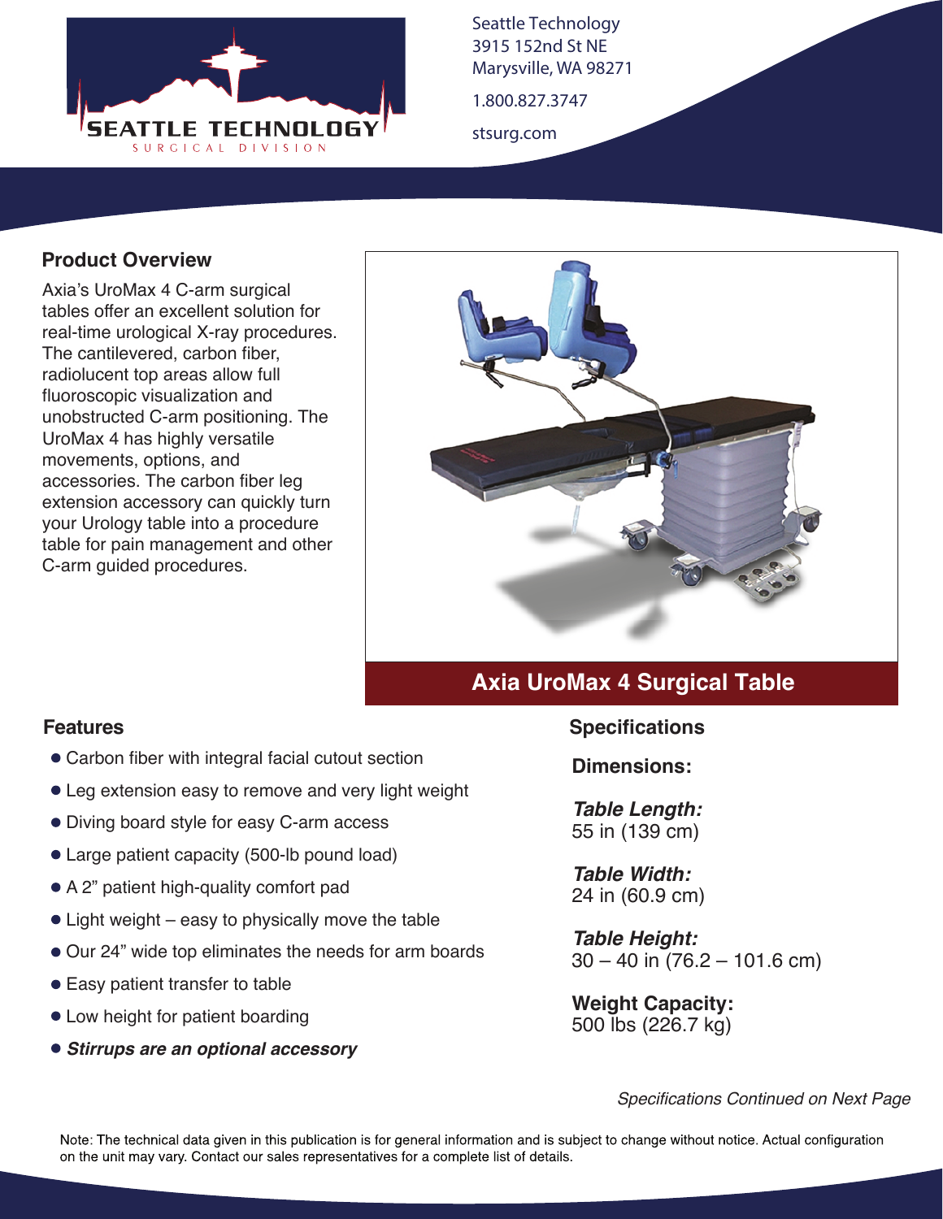SEATTLE TECHNOLOGY
SURGICAL DIVISION

Seattle Technology
3915 152nd St NE
Marysville, WA 98271

1.800.827.3747

stsurg.com

## Product Overview

Axia's UroMax 4 C-arm surgical tables offer an excellent solution for real-time urological X-ray procedures. The cantilevered, carbon fiber, radiolucent top areas allow full fluoroscopic visualization and unobstructed C-arm positioning. The UroMax 4 has highly versatile movements, options, and accessories. The carbon fiber leg extension accessory can quickly turn your Urology table into a procedure table for pain management and other C-arm guided procedures.

**Axia UroMax 4 Surgical Table**

## Features

- Carbon fiber with integral facial cutout section
- Leg extension easy to remove and very light weight
- Diving board style for easy C-arm access
- Large patient capacity (500-lb pound load)
- A 2" patient high-quality comfort pad
- Light weight – easy to physically move the table
- Our 24" wide top eliminates the needs for arm boards
- Easy patient transfer to table
- Low height for patient boarding
- ***Stirrups are an optional accessory***

## Specifications

### Dimensions:

***Table Length:***
55 in (139 cm)

***Table Width:***
24 in (60.9 cm)

***Table Height:***
30 – 40 in (76.2 – 101.6 cm)

**Weight Capacity:**
500 lbs (226.7 kg)

*Specifications Continued on Next Page*

Note: The technical data given in this publication is for general information and is subject to change without notice. Actual configuration on the unit may vary. Contact our sales representatives for a complete list of details.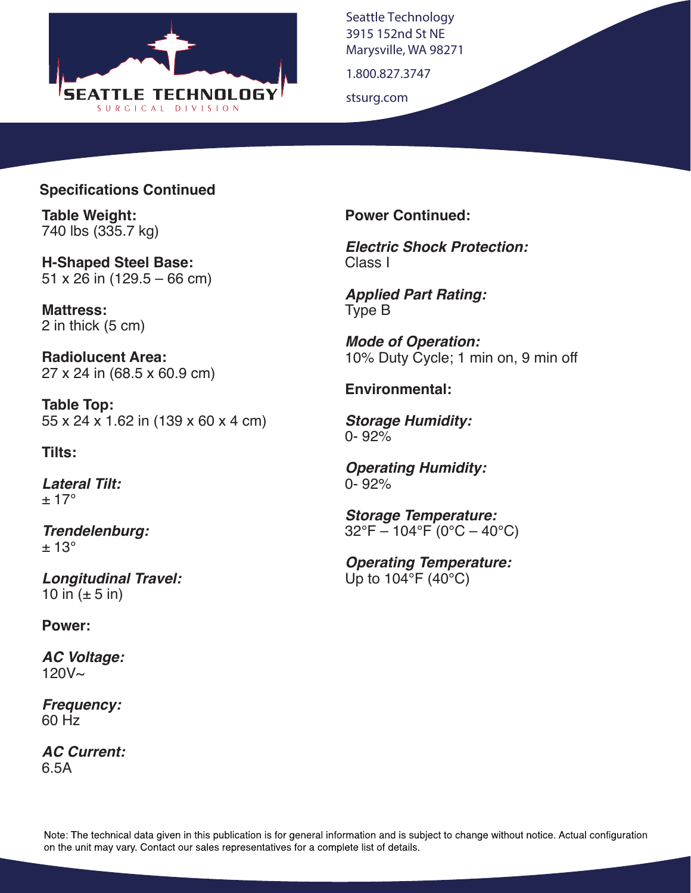Seattle Technology
3915 152nd St NE
Marysville, WA 98271

1.800.827.3747

stsurg.com

## Specifications Continued

**Table Weight:**
740 lbs (335.7 kg)

**H-Shaped Steel Base:**
51 x 26 in (129.5 – 66 cm)

**Mattress:**
2 in thick (5 cm)

**Radiolucent Area:**
27 x 24 in (68.5 x 60.9 cm)

**Table Top:**
55 x 24 x 1.62 in (139 x 60 x 4 cm)

**Tilts:**

***Lateral Tilt:***
± 17°

***Trendelenburg:***
± 13°

***Longitudinal Travel:***
10 in (± 5 in)

**Power:**

***AC Voltage:***
120V~

***Frequency:***
60 Hz

***AC Current:***
6.5A

**Power Continued:**

***Electric Shock Protection:***
Class I

***Applied Part Rating:***
Type B

***Mode of Operation:***
10% Duty Cycle; 1 min on, 9 min off

**Environmental:**

***Storage Humidity:***
0- 92%

***Operating Humidity:***
0- 92%

***Storage Temperature:***
32°F – 104°F (0°C – 40°C)

***Operating Temperature:***
Up to 104°F (40°C)

Note: The technical data given in this publication is for general information and is subject to change without notice. Actual configuration on the unit may vary. Contact our sales representatives for a complete list of details.